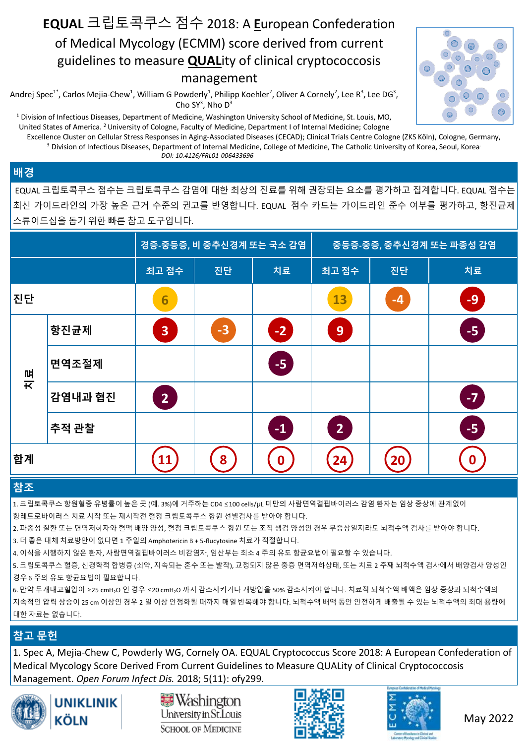# EQUAL 크립토콕쿠스 점수 2018: A European Confederation of Medical Mycology (ECMM) score derived from current guidelines to measure QUALity of clinical cryptococcosis management

Andrej Spec[1*], Carlos Mejia-Chew[1], William G Powderly[1], Philipp Koehler[2], Oliver A Cornely[2], Lee R[3], Lee DG[3], Cho SY[3], Nho D[3]

[1] Division of Infectious Diseases, Department of Medicine, Washington University School of Medicine, St. Louis, MO, United States of America. [2] University of Cologne, Faculty of Medicine, Department I of Internal Medicine; Cologne Excellence Cluster on Cellular Stress Responses in Aging-Associated Diseases (CECAD); Clinical Trials Centre Cologne (ZKS Köln), Cologne, Germany, [3] Division of Infectious Diseases, Department of Internal Medicine, College of Medicine, The Catholic University of Korea, Seoul, Korea

*DOI: 10.4126/FRL01-006433696*

## 배경

EQUAL 크립토콕쿠스 점수는 크립토콕쿠스 감염에 대한 최상의 진료를 위해 권장되는 요소를 평가하고 집계합니다. EQUAL 점수는 최신 가이드라인의 가장 높은 근거 수준의 권고를 반영합니다. EQUAL 점수 카드는 가이드라인 준수 여부를 평가하고, 항진균제 스튜어드십을 돕기 위한 빠른 참고 도구입니다.

| | | 경증-중등증, 비 중추신경계 또는 국소 감염 | | | 중등증-중증, 중추신경계 또는 파종성 감염 | | |
|---|---|---|---|---|---|---|---|
| | | 최고 점수 | 진단 | 치료 | 최고 점수 | 진단 | 치료 |
| 진단 | | 6 | | | 13 | -4 | -9 |
| 치료 | 항진균제 | 3 | -3 | -2 | 9 | | -5 |
| | 면역조절제 | | | -5 | | | |
| | 감염내과 협진 | 2 | | | | | -7 |
| | 추적 관찰 | | | -1 | 2 | | -5 |
| 합계 | | 11 | 8 | 0 | 24 | 20 | 0 |

## 참조

1. 크립토콕쿠스 항원혈증 유병률이 높은 곳 (예. 3%)에 거주하는 CD4 ≤100 cells/μL 미만의 사람면역결핍바이러스 감염 환자는 임상 증상에 관계없이 항레트로바이러스 치료 시작 또는 재시작전 혈청 크립토콕쿠스 항원 선별검사를 받아야 합니다.
2. 파종성 질환 또는 면역저하자와 혈액 배양 양성, 혈청 크립토콕쿠스 항원 또는 조직 생검 양성인 경우 무증상일지라도 뇌척수액 검사를 받아야 합니다.
3. 더 좋은 대체 치료방안이 없다면 1 주일의 Amphotericin B + 5-flucytosine 치료가 적절합니다.
4. 이식을 시행하지 않은 환자, 사람면역결핍바이러스 비감염자, 임산부는 최소 4 주의 유도 항균요법이 필요할 수 있습니다.
5. 크립토콕쿠스 혈증, 신경학적 합병증 (쇠약, 지속되는 혼수 또는 발작), 교정되지 않은 중증 면역저하상태, 또는 치료 2 주째 뇌척수액 검사에서 배양검사 양성인 경우 6 주의 유도 항균요법이 필요합니다.
6. 만약 두개내고혈압이 ≥25 $cmH_2O$ 인 경우 ≤20 $cmH_2O$ 까지 감소시키거나 개방압을 50% 감소시켜야 합니다. 치료적 뇌척수액 배액은 임상 증상과 뇌척수액의 지속적인 압력 상승이 25 cm 이상인 경우 2 일 이상 안정화될 때까지 매일 반복해야 합니다. 뇌척수액 배액 동안 안전하게 배출될 수 있는 뇌척수액의 최대 용량에 대한 자료는 없습니다.

## 참고 문헌

1. Spec A, Mejia-Chew C, Powderly WG, Cornely OA. EQUAL Cryptococcus Score 2018: A European Confederation of Medical Mycology Score Derived From Current Guidelines to Measure QUALity of Clinical Cryptococcosis Management. *Open Forum Infect Dis.* 2018; 5(11): ofy299.

UNIKLINIK KÖLN　Washington University in St. Louis School of Medicine　ECMM

May 2022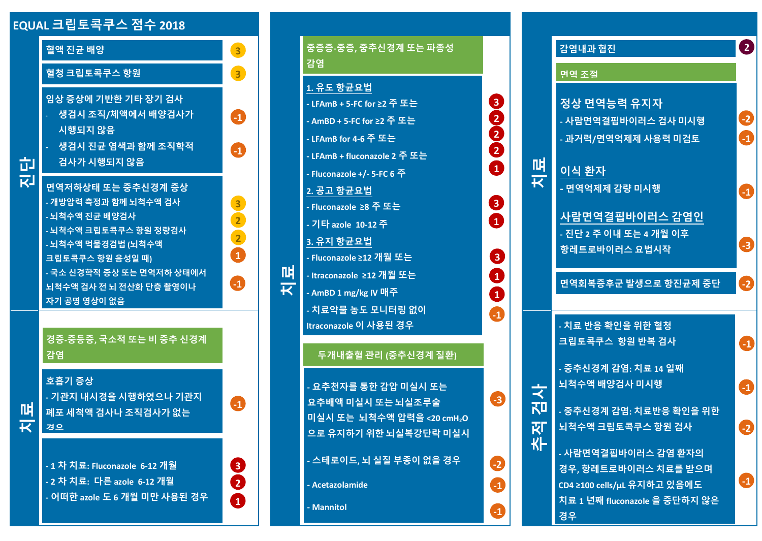# EQUAL 크립토콕쿠스 점수 2018

## 진단

- 혈액 진균 배양 — 3
- 혈청 크립토콕쿠스 항원 — 3

**임상 증상에 기반한 기타 장기 검사**

- 생검시 조직/체액에서 배양검사가 시행되지 않음 — -1
- 생검시 진균 염색과 함께 조직학적 검사가 시행되지 않음 — -1

**면역저하상태 또는 중추신경계 증상**

- 개방압력 측정과 함께 뇌척수액 검사 — 3
- 뇌척수액 진균 배양검사 — 2
- 뇌척수액 크립토콕쿠스 항원 정량검사 — 2
- 뇌척수액 먹물경검법 (뇌척수액 크립토콕쿠스 항원 음성일 때) — 1
- 국소 신경학적 증상 또는 면역저하 상태에서 뇌척수액 검사 전 뇌 전산화 단층 촬영이나 자기 공명 영상이 없음 — -1

## 치료

### 경증-중등증, 국소적 또는 비 중추 신경계 감염

**호흡기 증상**

- 기관지 내시경을 시행하였으나 기관지 폐포 세척액 검사나 조직검사가 없는 경우 — -1

- 1 차 치료: Fluconazole 6-12 개월 — 3
- 2 차 치료: 다른 azole 6-12 개월 — 2
- 어떠한 azole 도 6 개월 미만 사용된 경우 — 1

### 중증증-중증, 중추신경계 또는 파종성 감염

**1. 유도 항균요법**

- LFAmB + 5-FC for ≥2 주 또는 — 3
- AmBD + 5-FC for ≥2 주 또는 — 2
- LFAmB for 4-6 주 또는 — 2
- LFAmB + fluconazole 2 주 또는 — 2
- Fluconazole +/- 5-FC 6 주 — 1

**2. 공고 항균요법**

- Fluconazole ≥8 주 또는 — 3
- 기타 azole 10-12 주 — 1

**3. 유지 항균요법**

- Fluconazole ≥12 개월 또는 — 3
- Itraconazole ≥12 개월 또는 — 1
- AmBD 1 mg/kg IV 매주 — 1
- 치료약물 농도 모니터링 없이 Itraconazole 이 사용된 경우 — -1

### 두개내출혈 관리 (중추신경계 질환)

- 요추천자를 통한 감압 미실시 또는 요추배액 미실시 또는 뇌실조루술 미실시 또는 뇌척수액 압력을 <20 $cmH_2O$ 으로 유지하기 위한 뇌실복강단락 미실시 — -3
- 스테로이드, 뇌 실질 부종이 없을 경우 — -2
- Acetazolamide — -1
- Mannitol — -1

## 치료

- 감염내과 협진 — 2

### 면역 조절

**정상 면역능력 유지자**

- 사람면역결핍바이러스 검사 미시행 — -2
- 과거력/면역억제제 사용력 미검토 — -1

**이식 환자**

- 면역억제제 감량 미시행 — -1

**사람면역결핍바이러스 감염인**

- 진단 2 주 이내 또는 4 개월 이후 항레트로바이러스 요법시작 — -3

- 면역회복증후군 발생으로 항진균제 중단 — -2

## 추적 검사

- 치료 반응 확인을 위한 혈청 크립토콕쿠스 항원 반복 검사 — -1
- 중추신경계 감염: 치료 14 일째 뇌척수액 배양검사 미시행 — -1
- 중추신경계 감염: 치료반응 확인을 위한 뇌척수액 크립토콕쿠스 항원 검사 — -2
- 사람면역결핍바이러스 감염 환자의 경우, 항레트로바이러스 치료를 받으며 CD4 ≥100 cells/μL 유지하고 있음에도 치료 1 년째 fluconazole 을 중단하지 않은 경우 — -1